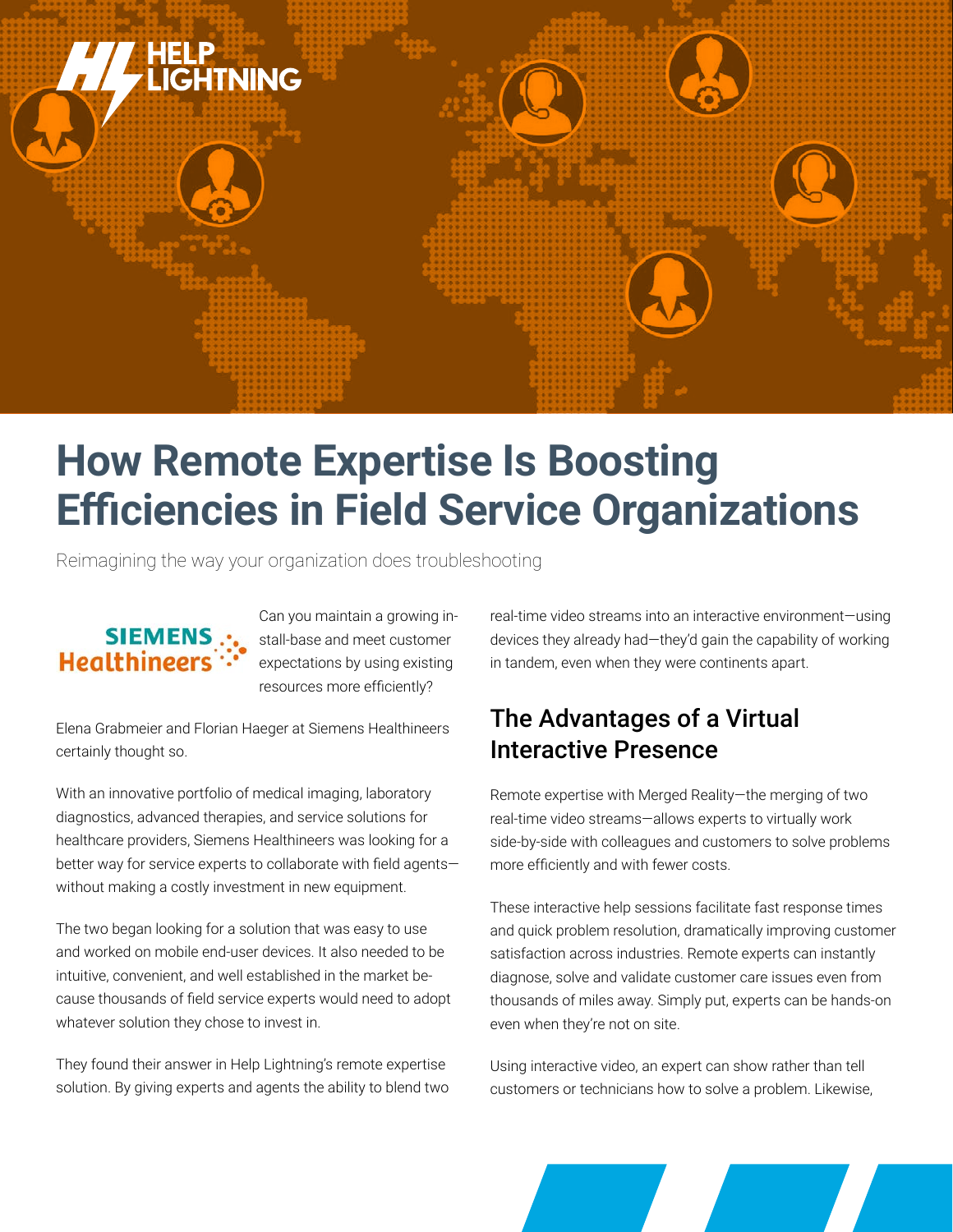# How Remote Expertise Is Boosting Efficiencies in Field Service Organizations

Reimagining the way your organization does troubleshooting

Can you maintain a growing install-base and meet customer expectations by using existing resources more efficiently?

Elena Grabmeier and Florian Haeger at Siemens Healthineers certainly thought so.

With an innovative portfolio of medical imaging, laboratory diagnostics, advanced therapies, and service solutions for healthcare providers, Siemens Healthineers was looking for a better way for service experts to collaborate with field agents—without making a costly investment in new equipment.

The two began looking for a solution that was easy to use and worked on mobile end-user devices. It also needed to be intuitive, convenient, and well established in the market because thousands of field service experts would need to adopt whatever solution they chose to invest in.

They found their answer in Help Lightning's remote expertise solution. By giving experts and agents the ability to blend two real-time video streams into an interactive environment—using devices they already had—they'd gain the capability of working in tandem, even when they were continents apart.

## The Advantages of a Virtual Interactive Presence

Remote expertise with Merged Reality—the merging of two real-time video streams—allows experts to virtually work side-by-side with colleagues and customers to solve problems more efficiently and with fewer costs.

These interactive help sessions facilitate fast response times and quick problem resolution, dramatically improving customer satisfaction across industries. Remote experts can instantly diagnose, solve and validate customer care issues even from thousands of miles away. Simply put, experts can be hands-on even when they're not on site.

Using interactive video, an expert can show rather than tell customers or technicians how to solve a problem. Likewise,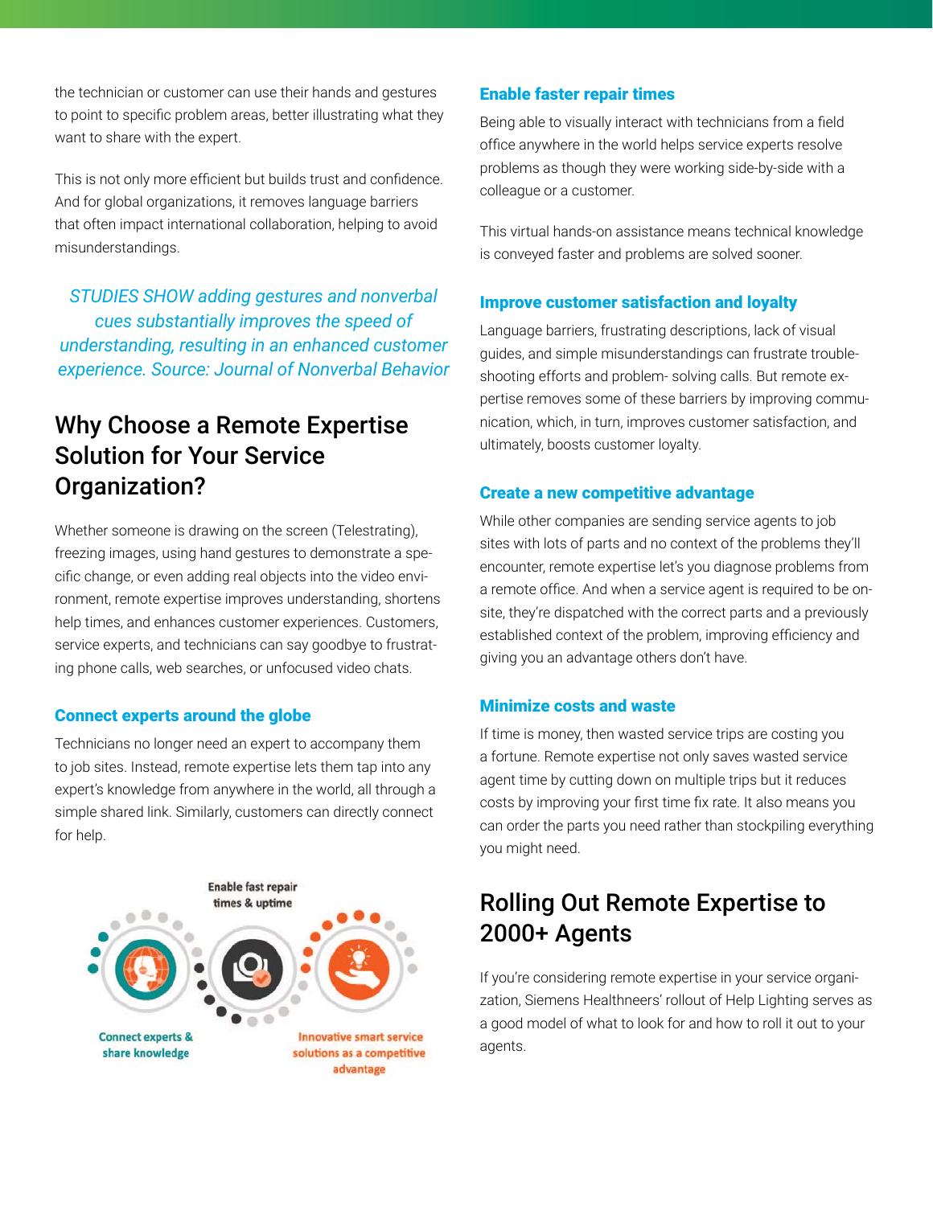the technician or customer can use their hands and gestures to point to specific problem areas, better illustrating what they want to share with the expert.

This is not only more efficient but builds trust and confidence. And for global organizations, it removes language barriers that often impact international collaboration, helping to avoid misunderstandings.

*STUDIES SHOW adding gestures and nonverbal cues substantially improves the speed of understanding, resulting in an enhanced customer experience. Source: Journal of Nonverbal Behavior*

## Why Choose a Remote Expertise Solution for Your Service Organization?

Whether someone is drawing on the screen (Telestrating), freezing images, using hand gestures to demonstrate a specific change, or even adding real objects into the video environment, remote expertise improves understanding, shortens help times, and enhances customer experiences. Customers, service experts, and technicians can say goodbye to frustrating phone calls, web searches, or unfocused video chats.

### Connect experts around the globe

Technicians no longer need an expert to accompany them to job sites. Instead, remote expertise lets them tap into any expert's knowledge from anywhere in the world, all through a simple shared link. Similarly, customers can directly connect for help.

Enable fast repair times & uptime

Connect experts & share knowledge

Innovative smart service solutions as a competitive advantage

### Enable faster repair times

Being able to visually interact with technicians from a field office anywhere in the world helps service experts resolve problems as though they were working side-by-side with a colleague or a customer.

This virtual hands-on assistance means technical knowledge is conveyed faster and problems are solved sooner.

### Improve customer satisfaction and loyalty

Language barriers, frustrating descriptions, lack of visual guides, and simple misunderstandings can frustrate trouble-shooting efforts and problem- solving calls. But remote expertise removes some of these barriers by improving communication, which, in turn, improves customer satisfaction, and ultimately, boosts customer loyalty.

### Create a new competitive advantage

While other companies are sending service agents to job sites with lots of parts and no context of the problems they'll encounter, remote expertise let's you diagnose problems from a remote office. And when a service agent is required to be on-site, they're dispatched with the correct parts and a previously established context of the problem, improving efficiency and giving you an advantage others don't have.

### Minimize costs and waste

If time is money, then wasted service trips are costing you a fortune. Remote expertise not only saves wasted service agent time by cutting down on multiple trips but it reduces costs by improving your first time fix rate. It also means you can order the parts you need rather than stockpiling everything you might need.

## Rolling Out Remote Expertise to 2000+ Agents

If you're considering remote expertise in your service organization, Siemens Healthneers' rollout of Help Lighting serves as a good model of what to look for and how to roll it out to your agents.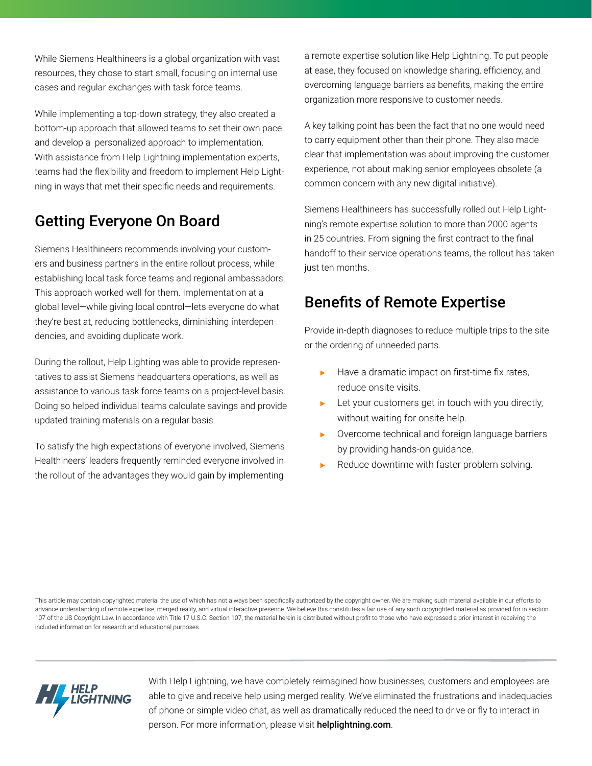While Siemens Healthineers is a global organization with vast resources, they chose to start small, focusing on internal use cases and regular exchanges with task force teams.

While implementing a top-down strategy, they also created a bottom-up approach that allowed teams to set their own pace and develop a personalized approach to implementation. With assistance from Help Lightning implementation experts, teams had the flexibility and freedom to implement Help Lightning in ways that met their specific needs and requirements.

## Getting Everyone On Board

Siemens Healthineers recommends involving your customers and business partners in the entire rollout process, while establishing local task force teams and regional ambassadors. This approach worked well for them. Implementation at a global level—while giving local control—lets everyone do what they're best at, reducing bottlenecks, diminishing interdependencies, and avoiding duplicate work.

During the rollout, Help Lighting was able to provide representatives to assist Siemens headquarters operations, as well as assistance to various task force teams on a project-level basis. Doing so helped individual teams calculate savings and provide updated training materials on a regular basis.

To satisfy the high expectations of everyone involved, Siemens Healthineers' leaders frequently reminded everyone involved in the rollout of the advantages they would gain by implementing a remote expertise solution like Help Lightning. To put people at ease, they focused on knowledge sharing, efficiency, and overcoming language barriers as benefits, making the entire organization more responsive to customer needs.

A key talking point has been the fact that no one would need to carry equipment other than their phone. They also made clear that implementation was about improving the customer experience, not about making senior employees obsolete (a common concern with any new digital initiative).

Siemens Healthineers has successfully rolled out Help Lightning's remote expertise solution to more than 2000 agents in 25 countries. From signing the first contract to the final handoff to their service operations teams, the rollout has taken just ten months.

## Benefits of Remote Expertise

Provide in-depth diagnoses to reduce multiple trips to the site or the ordering of unneeded parts.

- Have a dramatic impact on first-time fix rates, reduce onsite visits.
- Let your customers get in touch with you directly, without waiting for onsite help.
- Overcome technical and foreign language barriers by providing hands-on guidance.
- Reduce downtime with faster problem solving.

This article may contain copyrighted material the use of which has not always been specifically authorized by the copyright owner. We are making such material available in our efforts to advance understanding of remote expertise, merged reality, and virtual interactive presence. We believe this constitutes a fair use of any such copyrighted material as provided for in section 107 of the US Copyright Law. In accordance with Title 17 U.S.C. Section 107, the material herein is distributed without profit to those who have expressed a prior interest in receiving the included information for research and educational purposes.

HELP LIGHTNING

With Help Lightning, we have completely reimagined how businesses, customers and employees are able to give and receive help using merged reality. We've eliminated the frustrations and inadequacies of phone or simple video chat, as well as dramatically reduced the need to drive or fly to interact in person. For more information, please visit **helplightning.com**.